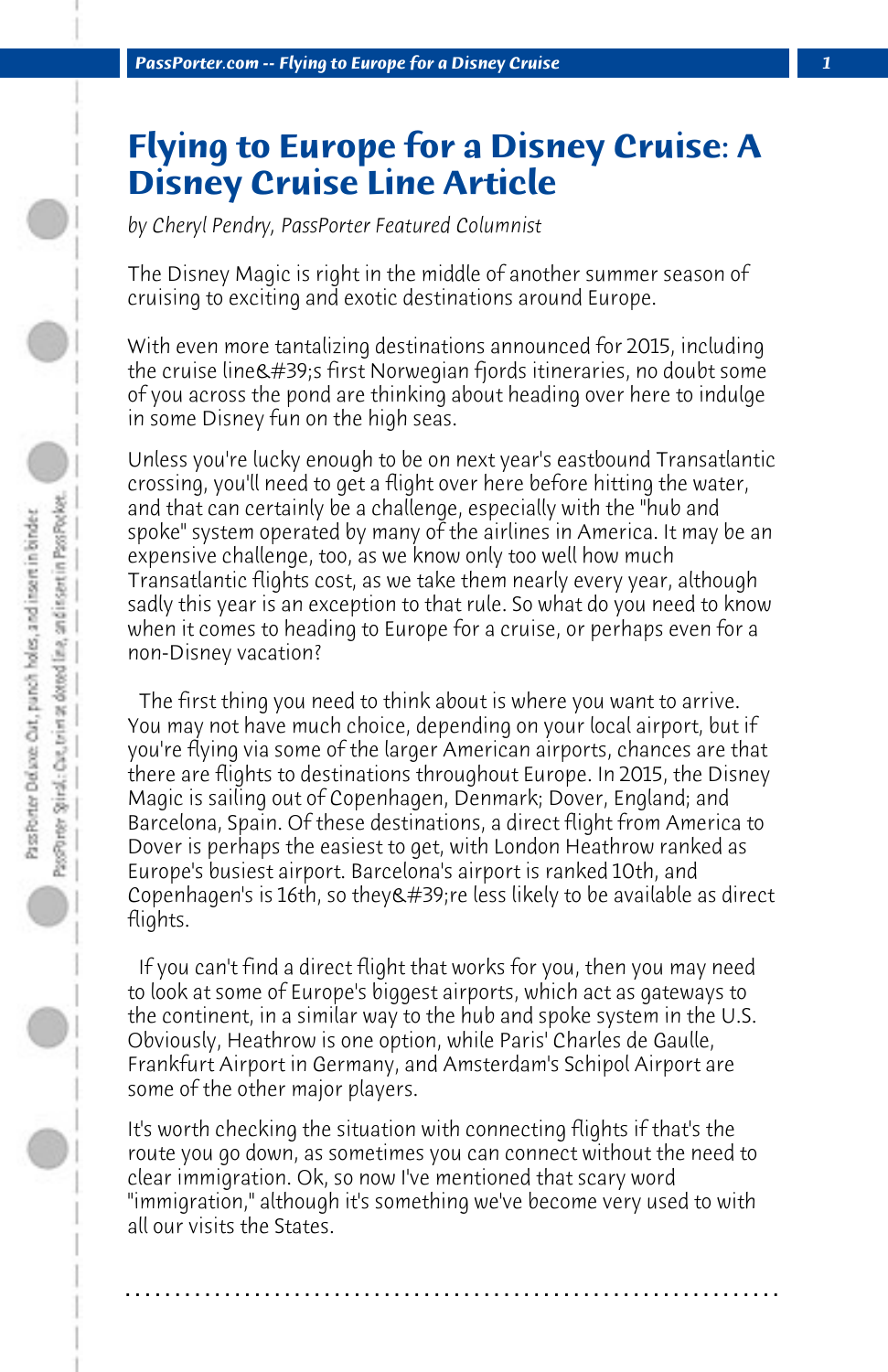# Flying to Europe for a Disney Cruise: A Disney Cruise Line Article

*by Cheryl Pendry, PassPorter Featured Columnist*

The Disney Magic is right in the middle of another summer season of cruising to exciting and exotic destinations around Europe.

With even more tantalizing destinations announced for 2015, including the cruise line&#39;s first Norwegian fjords itineraries, no doubt some of you across the pond are thinking about heading over here to indulge in some Disney fun on the high seas.

Unless you're lucky enough to be on next year's eastbound Transatlantic crossing, you'll need to get a flight over here before hitting the water, and that can certainly be a challenge, especially with the "hub and spoke" system operated by many of the airlines in America. It may be an expensive challenge, too, as we know only too well how much Transatlantic flights cost, as we take them nearly every year, although sadly this year is an exception to that rule. So what do you need to know when it comes to heading to Europe for a cruise, or perhaps even for a non-Disney vacation?

The first thing you need to think about is where you want to arrive. You may not have much choice, depending on your local airport, but if you're flying via some of the larger American airports, chances are that there are flights to destinations throughout Europe. In 2015, the Disney Magic is sailing out of Copenhagen, Denmark; Dover, England; and Barcelona, Spain. Of these destinations, a direct flight from America to Dover is perhaps the easiest to get, with London Heathrow ranked as Europe's busiest airport. Barcelona's airport is ranked 10th, and Copenhagen's is 16th, so they&#39;re less likely to be available as direct flights.

If you can't find a direct flight that works for you, then you may need to look at some of Europe's biggest airports, which act as gateways to the continent, in a similar way to the hub and spoke system in the U.S. Obviously, Heathrow is one option, while Paris' Charles de Gaulle, Frankfurt Airport in Germany, and Amsterdam's Schipol Airport are some of the other major players.

It's worth checking the situation with connecting flights if that's the route you go down, as sometimes you can connect without the need to clear immigration. Ok, so now I've mentioned that scary word "immigration," although it's something we've become very used to with all our visits the States.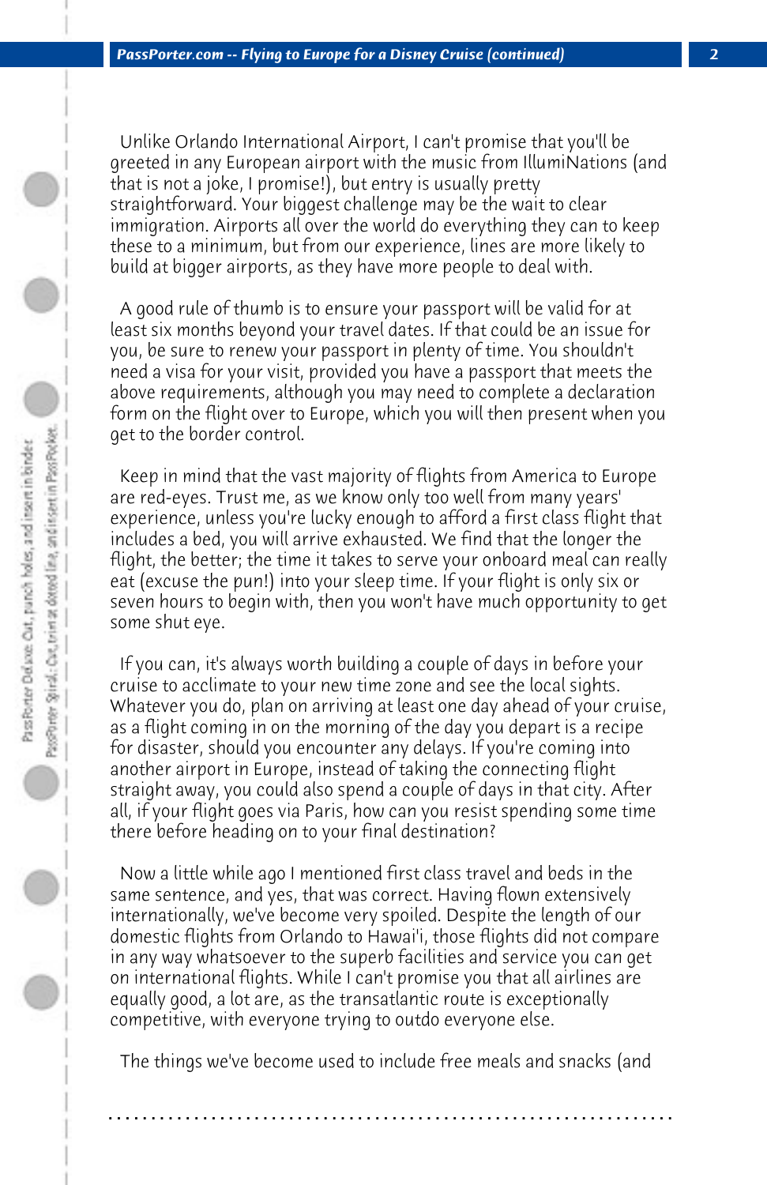Unlike Orlando International Airport, I can't promise that you'll be greeted in any European airport with the music from IllumiNations (and that is not a joke, I promise!), but entry is usually pretty straightforward. Your biggest challenge may be the wait to clear immigration. Airports all over the world do everything they can to keep these to a minimum, but from our experience, lines are more likely to build at bigger airports, as they have more people to deal with.

A good rule of thumb is to ensure your passport will be valid for at least six months beyond your travel dates. If that could be an issue for you, be sure to renew your passport in plenty of time. You shouldn't need a visa for your visit, provided you have a passport that meets the above requirements, although you may need to complete a declaration form on the flight over to Europe, which you will then present when you get to the border control.

Keep in mind that the vast majority of flights from America to Europe are red-eyes. Trust me, as we know only too well from many years' experience, unless you're lucky enough to afford a first class flight that includes a bed, you will arrive exhausted. We find that the longer the flight, the better; the time it takes to serve your onboard meal can really eat (excuse the pun!) into your sleep time. If your flight is only six or seven hours to begin with, then you won't have much opportunity to get some shut eye.

If you can, it's always worth building a couple of days in before your cruise to acclimate to your new time zone and see the local sights. Whatever you do, plan on arriving at least one day ahead of your cruise, as a flight coming in on the morning of the day you depart is a recipe for disaster, should you encounter any delays. If you're coming into another airport in Europe, instead of taking the connecting flight straight away, you could also spend a couple of days in that city. After all, if your flight goes via Paris, how can you resist spending some time there before heading on to your final destination?

Now a little while ago I mentioned first class travel and beds in the same sentence, and yes, that was correct. Having flown extensively internationally, we've become very spoiled. Despite the length of our domestic flights from Orlando to Hawai'i, those flights did not compare in any way whatsoever to the superb facilities and service you can get on international flights. While I can't promise you that all airlines are equally good, a lot are, as the transatlantic route is exceptionally competitive, with everyone trying to outdo everyone else.

The things we've become used to include free meals and snacks (and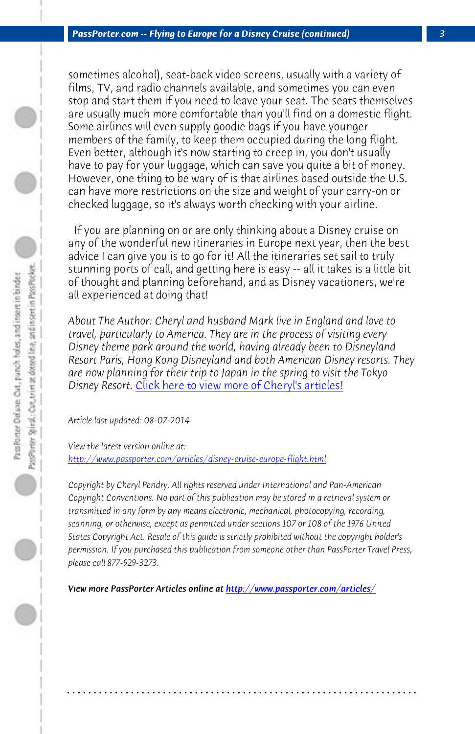sometimes alcohol), seat-back video screens, usually with a variety of films, TV, and radio channels available, and sometimes you can even stop and start them if you need to leave your seat. The seats themselves are usually much more comfortable than you'll find on a domestic flight. Some airlines will even supply goodie bags if you have younger members of the family, to keep them occupied during the long flight. Even better, although it's now starting to creep in, you don't usually have to pay for your luggage, which can save you quite a bit of money. However, one thing to be wary of is that airlines based outside the U.S. can have more restrictions on the size and weight of your carry-on or checked luggage, so it's always worth checking with your airline.

If you are planning on or are only thinking about a Disney cruise on any of the wonderful new itineraries in Europe next year, then the best advice I can give you is to go for it! All the itineraries set sail to truly stunning ports of call, and getting here is easy -- all it takes is a little bit of thought and planning beforehand, and as Disney vacationers, we're all experienced at doing that!

*About The Author: Cheryl and husband Mark live in England and love to travel, particularly to America. They are in the process of visiting every Disney theme park around the world, having already been to Disneyland Resort Paris, Hong Kong Disneyland and both American Disney resorts. They are now planning for their trip to Japan in the spring to visit the Tokyo Disney Resort.* Click here to view more of Cheryl's articles!

*Article last updated: 08-07-2014*

*View the latest version online at:*
http://www.passporter.com/articles/disney-cruise-europe-flight.html

*Copyright by Cheryl Pendry. All rights reserved under International and Pan-American Copyright Conventions. No part of this publication may be stored in a retrieval system or transmitted in any form by any means electronic, mechanical, photocopying, recording, scanning, or otherwise, except as permitted under sections 107 or 108 of the 1976 United States Copyright Act. Resale of this guide is strictly prohibited without the copyright holder's permission. If you purchased this publication from someone other than PassPorter Travel Press, please call 877-929-3273.*

***View more PassPorter Articles online at http://www.passporter.com/articles/***